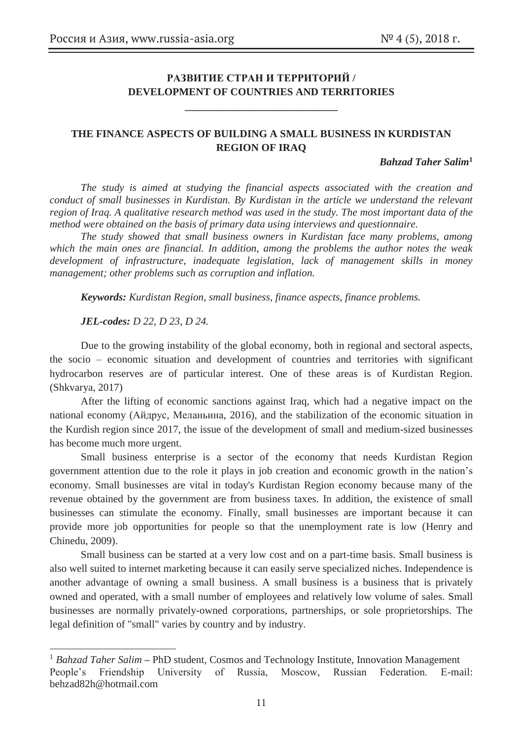**РАЗВИТИЕ СТРАН И ТЕРРИТОРИЙ /
DEVELOPMENT OF COUNTRIES AND TERRITORIES**

---

# THE FINANCE ASPECTS OF BUILDING A SMALL BUSINESS IN KURDISTAN REGION OF IRAQ

***Bahzad Taher Salim***[1]

*The study is aimed at studying the financial aspects associated with the creation and conduct of small businesses in Kurdistan. By Kurdistan in the article we understand the relevant region of Iraq. A qualitative research method was used in the study. The most important data of the method were obtained on the basis of primary data using interviews and questionnaire.*

*The study showed that small business owners in Kurdistan face many problems, among which the main ones are financial. In addition, among the problems the author notes the weak development of infrastructure, inadequate legislation, lack of management skills in money management; other problems such as corruption and inflation.*

***Keywords:*** *Kurdistan Region, small business, finance aspects, finance problems.*

***JEL-codes:*** *D 22, D 23, D 24.*

Due to the growing instability of the global economy, both in regional and sectoral aspects, the socio – economic situation and development of countries and territories with significant hydrocarbon reserves are of particular interest. One of these areas is of Kurdistan Region. (Shkvarya, 2017)

After the lifting of economic sanctions against Iraq, which had a negative impact on the national economy (Айдрус, Меланьина, 2016), and the stabilization of the economic situation in the Kurdish region since 2017, the issue of the development of small and medium-sized businesses has become much more urgent.

Small business enterprise is a sector of the economy that needs Kurdistan Region government attention due to the role it plays in job creation and economic growth in the nation's economy. Small businesses are vital in today's Kurdistan Region economy because many of the revenue obtained by the government are from business taxes. In addition, the existence of small businesses can stimulate the economy. Finally, small businesses are important because it can provide more job opportunities for people so that the unemployment rate is low (Henry and Chinedu, 2009).

Small business can be started at a very low cost and on a part-time basis. Small business is also well suited to internet marketing because it can easily serve specialized niches. Independence is another advantage of owning a small business. A small business is a business that is privately owned and operated, with a small number of employees and relatively low volume of sales. Small businesses are normally privately-owned corporations, partnerships, or sole proprietorships. The legal definition of "small" varies by country and by industry.

---

[1] *Bahzad Taher Salim* – PhD student, Cosmos and Technology Institute, Innovation Management People's Friendship University of Russia, Moscow, Russian Federation. E-mail: behzad82h@hotmail.com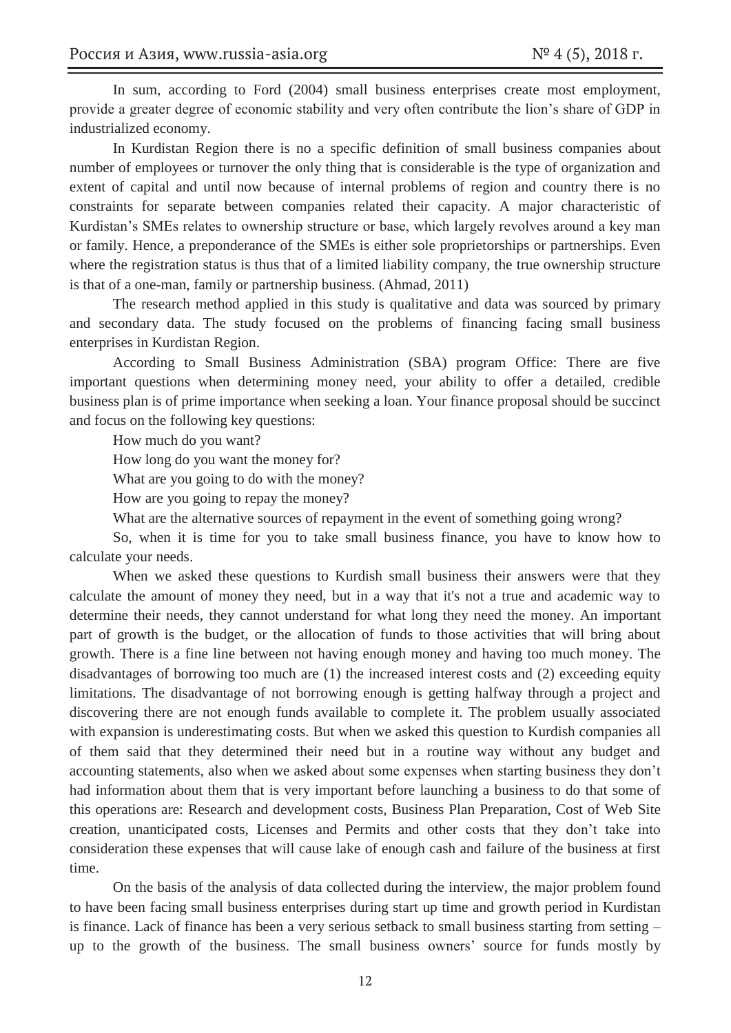In sum, according to Ford (2004) small business enterprises create most employment, provide a greater degree of economic stability and very often contribute the lion's share of GDP in industrialized economy.

In Kurdistan Region there is no a specific definition of small business companies about number of employees or turnover the only thing that is considerable is the type of organization and extent of capital and until now because of internal problems of region and country there is no constraints for separate between companies related their capacity. A major characteristic of Kurdistan's SMEs relates to ownership structure or base, which largely revolves around a key man or family. Hence, a preponderance of the SMEs is either sole proprietorships or partnerships. Even where the registration status is thus that of a limited liability company, the true ownership structure is that of a one-man, family or partnership business. (Ahmad, 2011)

The research method applied in this study is qualitative and data was sourced by primary and secondary data. The study focused on the problems of financing facing small business enterprises in Kurdistan Region.

According to Small Business Administration (SBA) program Office: There are five important questions when determining money need, your ability to offer a detailed, credible business plan is of prime importance when seeking a loan. Your finance proposal should be succinct and focus on the following key questions:

How much do you want?

How long do you want the money for?

What are you going to do with the money?

How are you going to repay the money?

What are the alternative sources of repayment in the event of something going wrong?

So, when it is time for you to take small business finance, you have to know how to calculate your needs.

When we asked these questions to Kurdish small business their answers were that they calculate the amount of money they need, but in a way that it's not a true and academic way to determine their needs, they cannot understand for what long they need the money. An important part of growth is the budget, or the allocation of funds to those activities that will bring about growth. There is a fine line between not having enough money and having too much money. The disadvantages of borrowing too much are (1) the increased interest costs and (2) exceeding equity limitations. The disadvantage of not borrowing enough is getting halfway through a project and discovering there are not enough funds available to complete it. The problem usually associated with expansion is underestimating costs. But when we asked this question to Kurdish companies all of them said that they determined their need but in a routine way without any budget and accounting statements, also when we asked about some expenses when starting business they don't had information about them that is very important before launching a business to do that some of this operations are: Research and development costs, Business Plan Preparation, Cost of Web Site creation, unanticipated costs, Licenses and Permits and other costs that they don't take into consideration these expenses that will cause lake of enough cash and failure of the business at first time.

On the basis of the analysis of data collected during the interview, the major problem found to have been facing small business enterprises during start up time and growth period in Kurdistan is finance. Lack of finance has been a very serious setback to small business starting from setting – up to the growth of the business. The small business owners' source for funds mostly by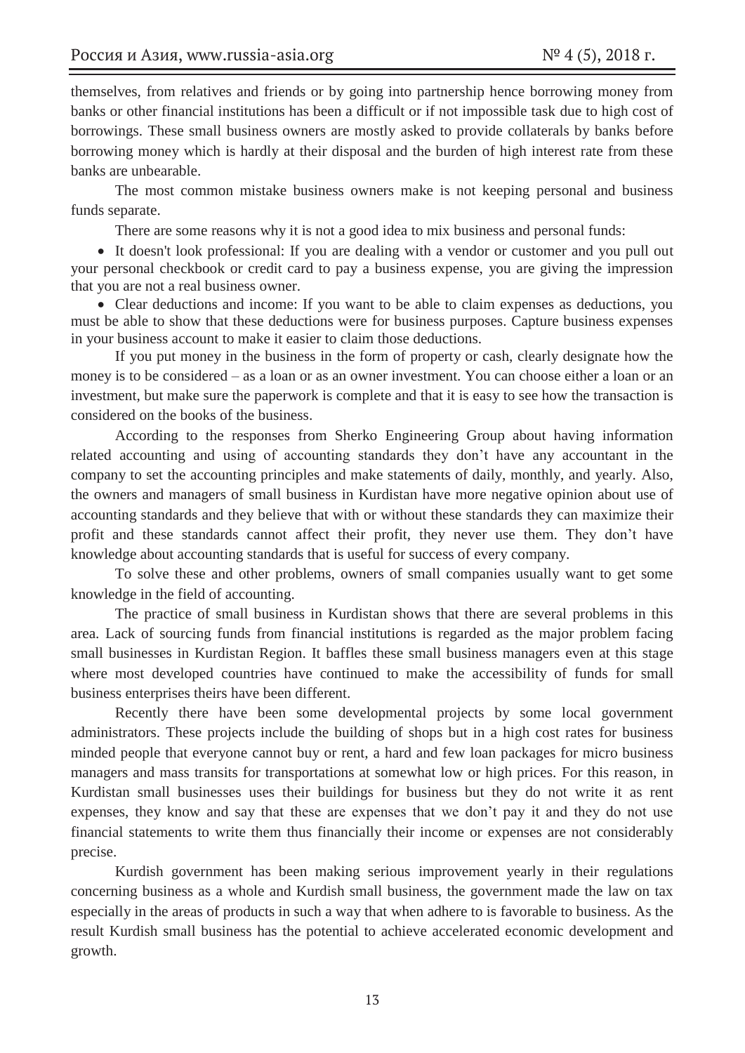themselves, from relatives and friends or by going into partnership hence borrowing money from banks or other financial institutions has been a difficult or if not impossible task due to high cost of borrowings. These small business owners are mostly asked to provide collaterals by banks before borrowing money which is hardly at their disposal and the burden of high interest rate from these banks are unbearable.

The most common mistake business owners make is not keeping personal and business funds separate.

There are some reasons why it is not a good idea to mix business and personal funds:

- It doesn't look professional: If you are dealing with a vendor or customer and you pull out your personal checkbook or credit card to pay a business expense, you are giving the impression that you are not a real business owner.
- Clear deductions and income: If you want to be able to claim expenses as deductions, you must be able to show that these deductions were for business purposes. Capture business expenses in your business account to make it easier to claim those deductions.

If you put money in the business in the form of property or cash, clearly designate how the money is to be considered – as a loan or as an owner investment. You can choose either a loan or an investment, but make sure the paperwork is complete and that it is easy to see how the transaction is considered on the books of the business.

According to the responses from Sherko Engineering Group about having information related accounting and using of accounting standards they don't have any accountant in the company to set the accounting principles and make statements of daily, monthly, and yearly. Also, the owners and managers of small business in Kurdistan have more negative opinion about use of accounting standards and they believe that with or without these standards they can maximize their profit and these standards cannot affect their profit, they never use them. They don't have knowledge about accounting standards that is useful for success of every company.

To solve these and other problems, owners of small companies usually want to get some knowledge in the field of accounting.

The practice of small business in Kurdistan shows that there are several problems in this area. Lack of sourcing funds from financial institutions is regarded as the major problem facing small businesses in Kurdistan Region. It baffles these small business managers even at this stage where most developed countries have continued to make the accessibility of funds for small business enterprises theirs have been different.

Recently there have been some developmental projects by some local government administrators. These projects include the building of shops but in a high cost rates for business minded people that everyone cannot buy or rent, a hard and few loan packages for micro business managers and mass transits for transportations at somewhat low or high prices. For this reason, in Kurdistan small businesses uses their buildings for business but they do not write it as rent expenses, they know and say that these are expenses that we don't pay it and they do not use financial statements to write them thus financially their income or expenses are not considerably precise.

Kurdish government has been making serious improvement yearly in their regulations concerning business as a whole and Kurdish small business, the government made the law on tax especially in the areas of products in such a way that when adhere to is favorable to business. As the result Kurdish small business has the potential to achieve accelerated economic development and growth.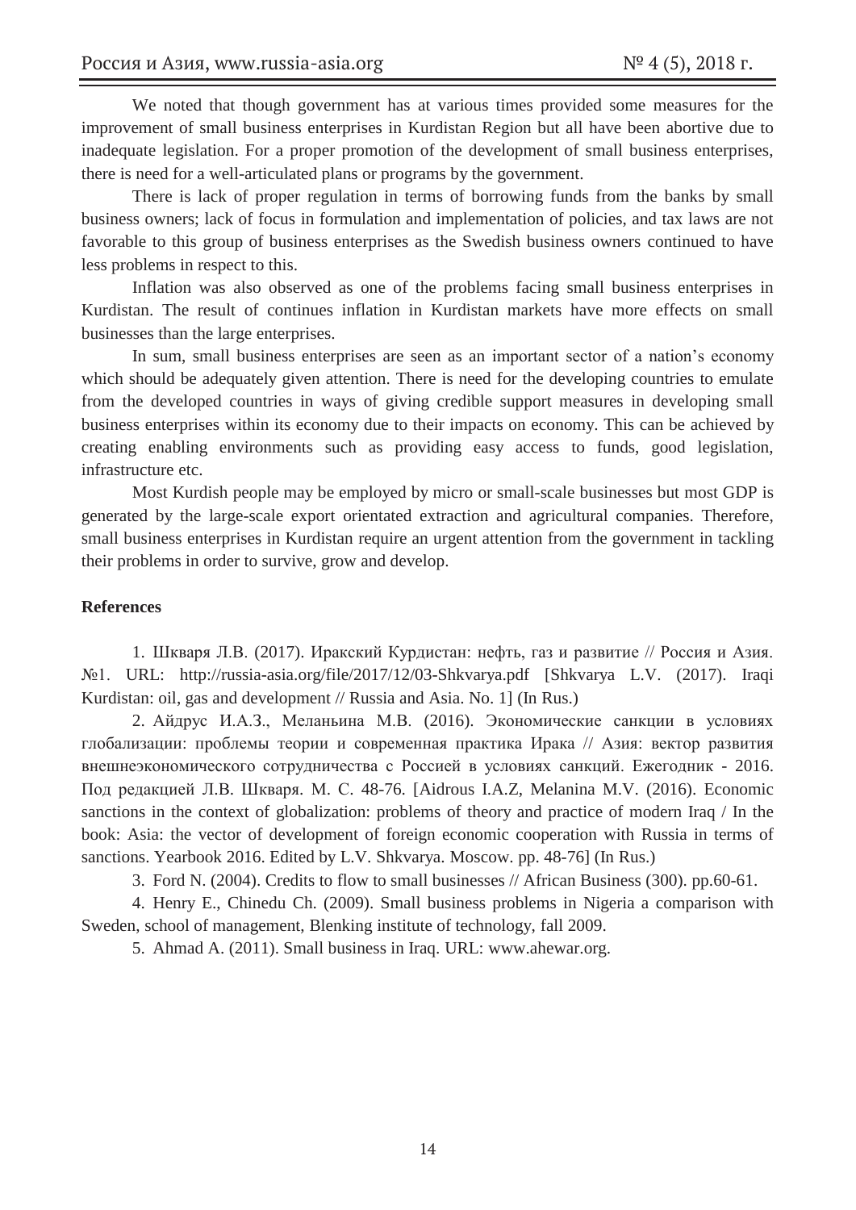We noted that though government has at various times provided some measures for the improvement of small business enterprises in Kurdistan Region but all have been abortive due to inadequate legislation. For a proper promotion of the development of small business enterprises, there is need for a well-articulated plans or programs by the government.

There is lack of proper regulation in terms of borrowing funds from the banks by small business owners; lack of focus in formulation and implementation of policies, and tax laws are not favorable to this group of business enterprises as the Swedish business owners continued to have less problems in respect to this.

Inflation was also observed as one of the problems facing small business enterprises in Kurdistan. The result of continues inflation in Kurdistan markets have more effects on small businesses than the large enterprises.

In sum, small business enterprises are seen as an important sector of a nation's economy which should be adequately given attention. There is need for the developing countries to emulate from the developed countries in ways of giving credible support measures in developing small business enterprises within its economy due to their impacts on economy. This can be achieved by creating enabling environments such as providing easy access to funds, good legislation, infrastructure etc.

Most Kurdish people may be employed by micro or small-scale businesses but most GDP is generated by the large-scale export orientated extraction and agricultural companies. Therefore, small business enterprises in Kurdistan require an urgent attention from the government in tackling their problems in order to survive, grow and develop.

## References

1. Шкваря Л.В. (2017). Иракский Курдистан: нефть, газ и развитие // Россия и Азия. №1. URL: http://russia-asia.org/file/2017/12/03-Shkvarya.pdf [Shkvarya L.V. (2017). Iraqi Kurdistan: oil, gas and development // Russia and Asia. No. 1] (In Rus.)
2. Айдрус И.А.З., Меланьина М.В. (2016). Экономические санкции в условиях глобализации: проблемы теории и современная практика Ирака // Азия: вектор развития внешнеэкономического сотрудничества с Россией в условиях санкций. Ежегодник - 2016. Под редакцией Л.В. Шкваря. М. С. 48-76. [Aidrous I.A.Z, Melanina M.V. (2016). Economic sanctions in the context of globalization: problems of theory and practice of modern Iraq / In the book: Asia: the vector of development of foreign economic cooperation with Russia in terms of sanctions. Yearbook 2016. Edited by L.V. Shkvarya. Moscow. pp. 48-76] (In Rus.)
3. Ford N. (2004). Credits to flow to small businesses // African Business (300). pp.60-61.
4. Henry E., Chinedu Ch. (2009). Small business problems in Nigeria a comparison with Sweden, school of management, Blenking institute of technology, fall 2009.
5. Ahmad A. (2011). Small business in Iraq. URL: www.ahewar.org.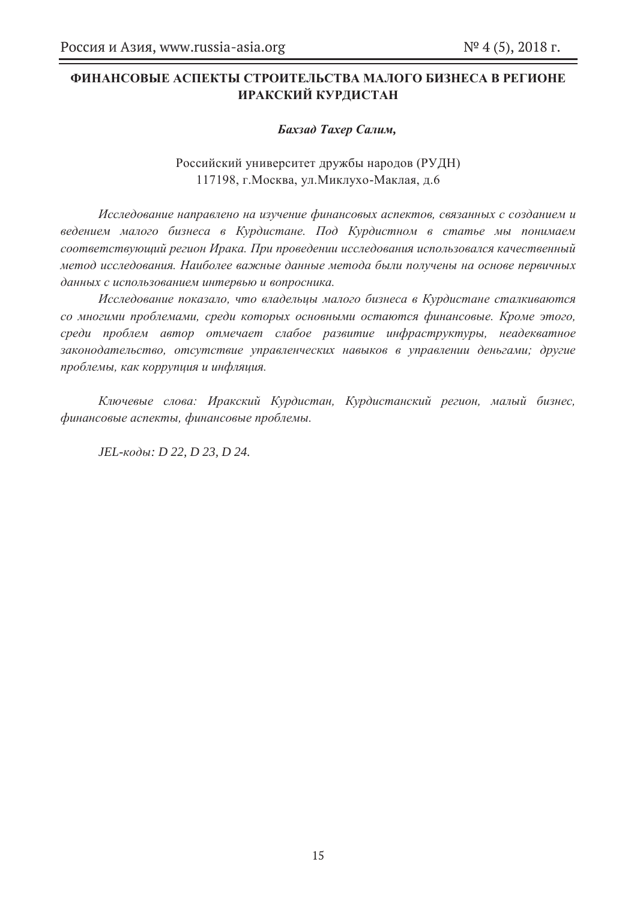# ФИНАНСОВЫЕ АСПЕКТЫ СТРОИТЕЛЬСТВА МАЛОГО БИЗНЕСА В РЕГИОНЕ ИРАКСКИЙ КУРДИСТАН

***Бахзад Тахер Салим,***

Российский университет дружбы народов (РУДН)
117198, г.Москва, ул.Миклухо-Маклая, д.6

*Исследование направлено на изучение финансовых аспектов, связанных с созданием и ведением малого бизнеса в Курдистане. Под Курдистном в статье мы понимаем соответствующий регион Ирака. При проведении исследования использовался качественный метод исследования. Наиболее важные данные метода были получены на основе первичных данных с использованием интервью и вопросника.*

*Исследование показало, что владельцы малого бизнеса в Курдистане сталкиваются со многими проблемами, среди которых основными остаются финансовые. Кроме этого, среди проблем автор отмечает слабое развитие инфраструктуры, неадекватное законодательство, отсутствие управленческих навыков в управлении деньгами; другие проблемы, как коррупция и инфляция.*

*Ключевые слова: Иракский Курдистан, Курдистанский регион, малый бизнес, финансовые аспекты, финансовые проблемы.*

*JEL-коды: D 22, D 23, D 24.*